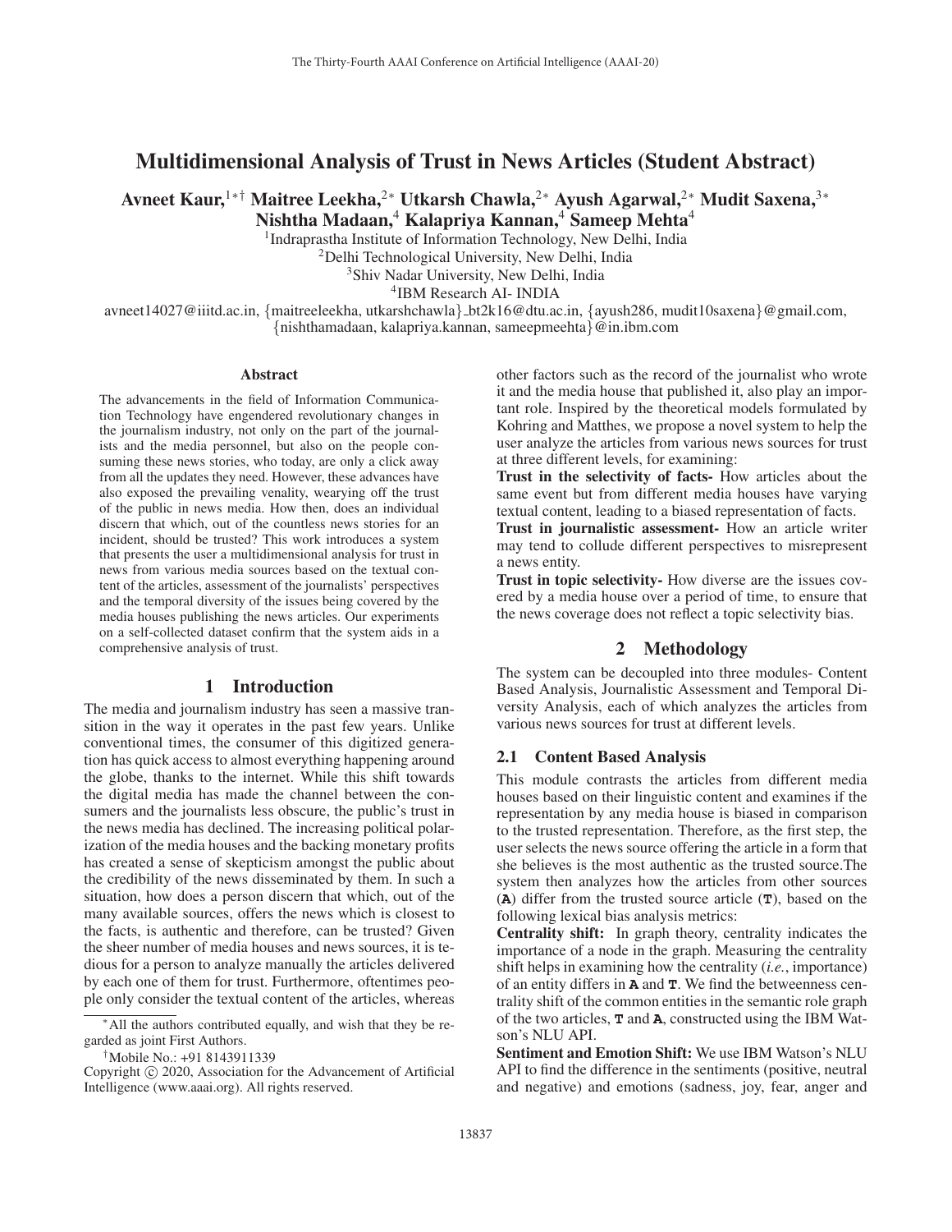# Multidimensional Analysis of Trust in News Articles (Student Abstract)

**Avneet Kaur,[1*†] Maitree Leekha,[2*] Utkarsh Chawla,[2*] Ayush Agarwal,[2*] Mudit Saxena,[3*] Nishtha Madaan,[4] Kalapriya Kannan,[4] Sameep Mehta[4]**

[1]Indraprastha Institute of Information Technology, New Delhi, India
[2]Delhi Technological University, New Delhi, India
[3]Shiv Nadar University, New Delhi, India
[4]IBM Research AI- INDIA

avneet14027@iiitd.ac.in, {maitreeleekha, utkarshchawla}_bt2k16@dtu.ac.in, {ayush286, mudit10saxena}@gmail.com, {nishthamadaan, kalapriya.kannan, sameepmeehta}@in.ibm.com

## Abstract

The advancements in the field of Information Communication Technology have engendered revolutionary changes in the journalism industry, not only on the part of the journalists and the media personnel, but also on the people consuming these news stories, who today, are only a click away from all the updates they need. However, these advances have also exposed the prevailing venality, wearying off the trust of the public in news media. How then, does an individual discern that which, out of the countless news stories for an incident, should be trusted? This work introduces a system that presents the user a multidimensional analysis for trust in news from various media sources based on the textual content of the articles, assessment of the journalists' perspectives and the temporal diversity of the issues being covered by the media houses publishing the news articles. Our experiments on a self-collected dataset confirm that the system aids in a comprehensive analysis of trust.

## 1 Introduction

The media and journalism industry has seen a massive transition in the way it operates in the past few years. Unlike conventional times, the consumer of this digitized generation has quick access to almost everything happening around the globe, thanks to the internet. While this shift towards the digital media has made the channel between the consumers and the journalists less obscure, the public's trust in the news media has declined. The increasing political polarization of the media houses and the backing monetary profits has created a sense of skepticism amongst the public about the credibility of the news disseminated by them. In such a situation, how does a person discern that which, out of the many available sources, offers the news which is closest to the facts, is authentic and therefore, can be trusted? Given the sheer number of media houses and news sources, it is tedious for a person to analyze manually the articles delivered by each one of them for trust. Furthermore, oftentimes people only consider the textual content of the articles, whereas other factors such as the record of the journalist who wrote it and the media house that published it, also play an important role. Inspired by the theoretical models formulated by Kohring and Matthes, we propose a novel system to help the user analyze the articles from various news sources for trust at three different levels, for examining:

**Trust in the selectivity of facts-** How articles about the same event but from different media houses have varying textual content, leading to a biased representation of facts.

**Trust in journalistic assessment-** How an article writer may tend to collude different perspectives to misrepresent a news entity.

**Trust in topic selectivity-** How diverse are the issues covered by a media house over a period of time, to ensure that the news coverage does not reflect a topic selectivity bias.

## 2 Methodology

The system can be decoupled into three modules- Content Based Analysis, Journalistic Assessment and Temporal Diversity Analysis, each of which analyzes the articles from various news sources for trust at different levels.

### 2.1 Content Based Analysis

This module contrasts the articles from different media houses based on their linguistic content and examines if the representation by any media house is biased in comparison to the trusted representation. Therefore, as the first step, the user selects the news source offering the article in a form that she believes is the most authentic as the trusted source.The system then analyzes how the articles from other sources (**A**) differ from the trusted source article (**T**), based on the following lexical bias analysis metrics:

**Centrality shift:** In graph theory, centrality indicates the importance of a node in the graph. Measuring the centrality shift helps in examining how the centrality (*i.e.*, importance) of an entity differs in **A** and **T**. We find the betweenness centrality shift of the common entities in the semantic role graph of the two articles, **T** and **A**, constructed using the IBM Watson's NLU API.

**Sentiment and Emotion Shift:** We use IBM Watson's NLU API to find the difference in the sentiments (positive, neutral and negative) and emotions (sadness, joy, fear, anger and

*All the authors contributed equally, and wish that they be regarded as joint First Authors.

†Mobile No.: +91 8143911339

Copyright © 2020, Association for the Advancement of Artificial Intelligence (www.aaai.org). All rights reserved.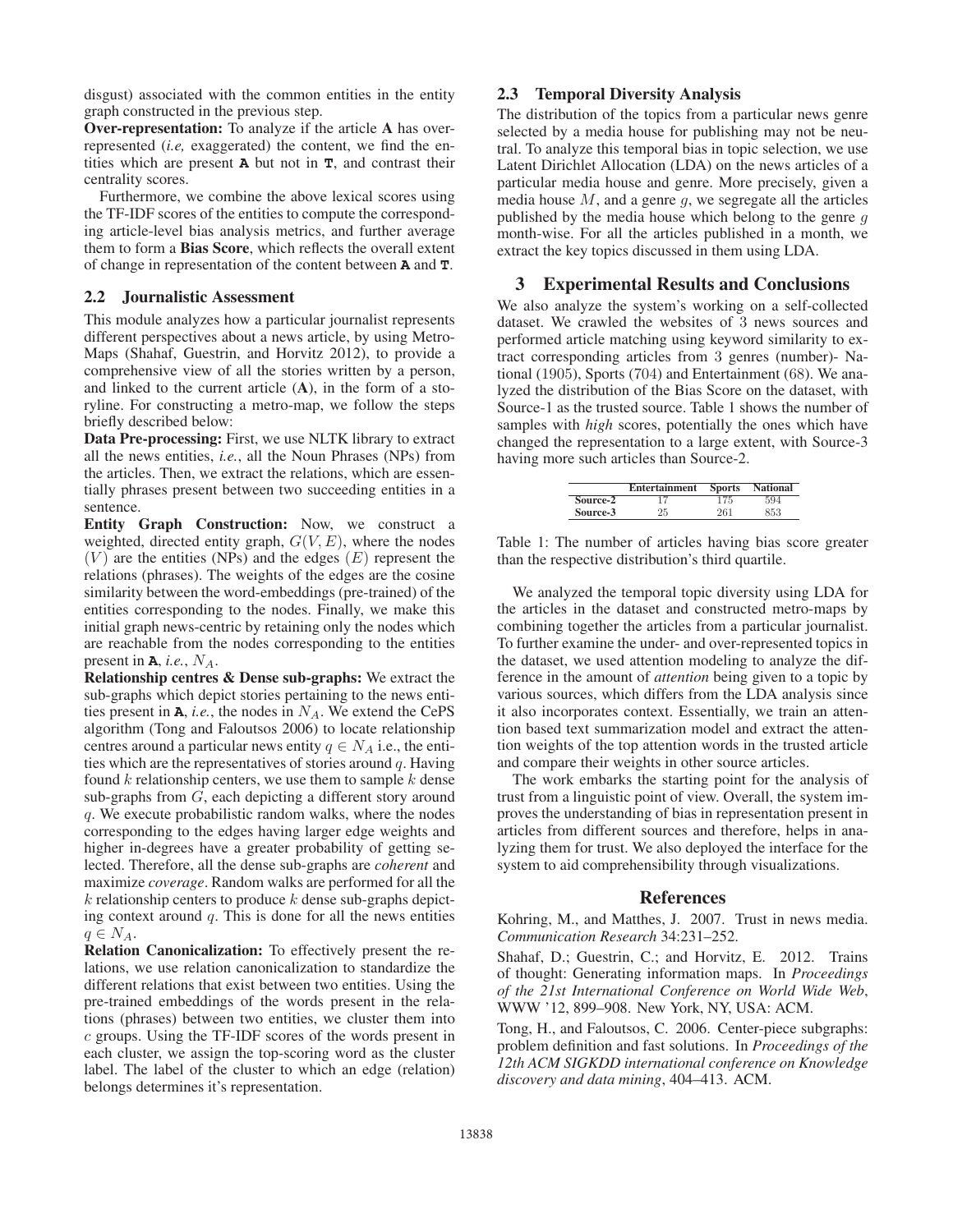disgust) associated with the common entities in the entity graph constructed in the previous step.

**Over-representation:** To analyze if the article **A** has over-represented (*i.e,* exaggerated) the content, we find the entities which are present **A** but not in **T**, and contrast their centrality scores.

Furthermore, we combine the above lexical scores using the TF-IDF scores of the entities to compute the corresponding article-level bias analysis metrics, and further average them to form a **Bias Score**, which reflects the overall extent of change in representation of the content between **A** and **T**.

### 2.2 Journalistic Assessment

This module analyzes how a particular journalist represents different perspectives about a news article, by using Metro-Maps (Shahaf, Guestrin, and Horvitz 2012), to provide a comprehensive view of all the stories written by a person, and linked to the current article (**A**), in the form of a storyline. For constructing a metro-map, we follow the steps briefly described below:

**Data Pre-processing:** First, we use NLTK library to extract all the news entities, *i.e.*, all the Noun Phrases (NPs) from the articles. Then, we extract the relations, which are essentially phrases present between two succeeding entities in a sentence.

**Entity Graph Construction:** Now, we construct a weighted, directed entity graph, $G(V, E)$, where the nodes $(V)$ are the entities (NPs) and the edges $(E)$ represent the relations (phrases). The weights of the edges are the cosine similarity between the word-embeddings (pre-trained) of the entities corresponding to the nodes. Finally, we make this initial graph news-centric by retaining only the nodes which are reachable from the nodes corresponding to the entities present in **A**, *i.e.*, $N_A$.

**Relationship centres & Dense sub-graphs:** We extract the sub-graphs which depict stories pertaining to the news entities present in **A**, *i.e.*, the nodes in $N_A$. We extend the CePS algorithm (Tong and Faloutsos 2006) to locate relationship centres around a particular news entity $q \in N_A$ i.e., the entities which are the representatives of stories around $q$. Having found $k$ relationship centers, we use them to sample $k$ dense sub-graphs from $G$, each depicting a different story around $q$. We execute probabilistic random walks, where the nodes corresponding to the edges having larger edge weights and higher in-degrees have a greater probability of getting selected. Therefore, all the dense sub-graphs are *coherent* and maximize *coverage*. Random walks are performed for all the $k$ relationship centers to produce $k$ dense sub-graphs depicting context around $q$. This is done for all the news entities $q \in N_A$.

**Relation Canonicalization:** To effectively present the relations, we use relation canonicalization to standardize the different relations that exist between two entities. Using the pre-trained embeddings of the words present in the relations (phrases) between two entities, we cluster them into $c$ groups. Using the TF-IDF scores of the words present in each cluster, we assign the top-scoring word as the cluster label. The label of the cluster to which an edge (relation) belongs determines it's representation.

### 2.3 Temporal Diversity Analysis

The distribution of the topics from a particular news genre selected by a media house for publishing may not be neutral. To analyze this temporal bias in topic selection, we use Latent Dirichlet Allocation (LDA) on the news articles of a particular media house and genre. More precisely, given a media house $M$, and a genre $g$, we segregate all the articles published by the media house which belong to the genre $g$ month-wise. For all the articles published in a month, we extract the key topics discussed in them using LDA.

## 3 Experimental Results and Conclusions

We also analyze the system's working on a self-collected dataset. We crawled the websites of 3 news sources and performed article matching using keyword similarity to extract corresponding articles from 3 genres (number)- National (1905), Sports (704) and Entertainment (68). We analyzed the distribution of the Bias Score on the dataset, with Source-1 as the trusted source. Table 1 shows the number of samples with *high* scores, potentially the ones which have changed the representation to a large extent, with Source-3 having more such articles than Source-2.

| | Entertainment | Sports | National |
|---|---|---|---|
| **Source-2** | 17 | 175 | 594 |
| **Source-3** | 25 | 261 | 853 |

Table 1: The number of articles having bias score greater than the respective distribution's third quartile.

We analyzed the temporal topic diversity using LDA for the articles in the dataset and constructed metro-maps by combining together the articles from a particular journalist. To further examine the under- and over-represented topics in the dataset, we used attention modeling to analyze the difference in the amount of *attention* being given to a topic by various sources, which differs from the LDA analysis since it also incorporates context. Essentially, we train an attention based text summarization model and extract the attention weights of the top attention words in the trusted article and compare their weights in other source articles.

The work embarks the starting point for the analysis of trust from a linguistic point of view. Overall, the system improves the understanding of bias in representation present in articles from different sources and therefore, helps in analyzing them for trust. We also deployed the interface for the system to aid comprehensibility through visualizations.

## References

Kohring, M., and Matthes, J. 2007. Trust in news media. *Communication Research* 34:231–252.

Shahaf, D.; Guestrin, C.; and Horvitz, E. 2012. Trains of thought: Generating information maps. In *Proceedings of the 21st International Conference on World Wide Web*, WWW '12, 899–908. New York, NY, USA: ACM.

Tong, H., and Faloutsos, C. 2006. Center-piece subgraphs: problem definition and fast solutions. In *Proceedings of the 12th ACM SIGKDD international conference on Knowledge discovery and data mining*, 404–413. ACM.